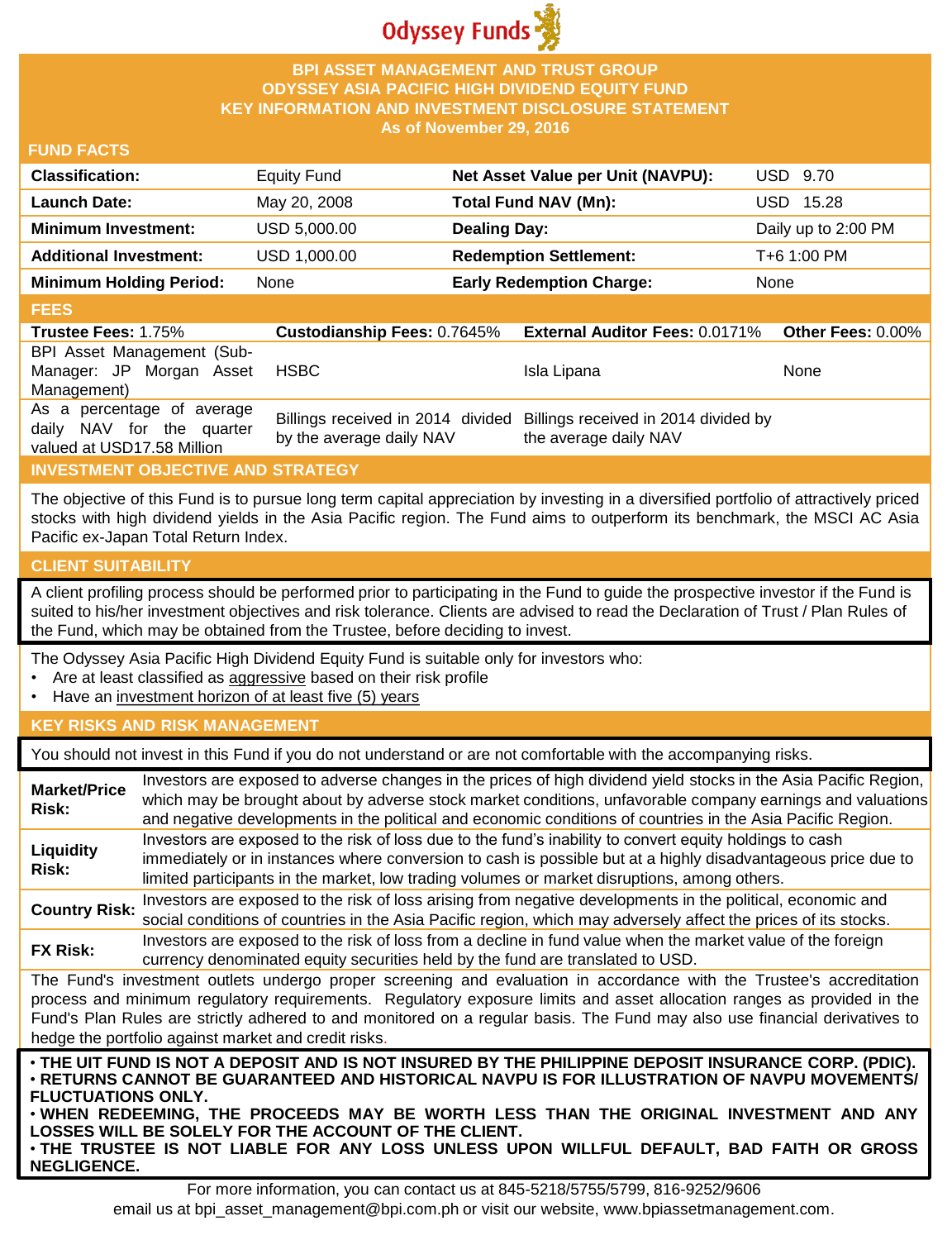Odyssey Funds

# BPI ASSET MANAGEMENT AND TRUST GROUP
# ODYSSEY ASIA PACIFIC HIGH DIVIDEND EQUITY FUND
## KEY INFORMATION AND INVESTMENT DISCLOSURE STATEMENT
### As of November 29, 2016

## FUND FACTS

| | | | |
|---|---|---|---|
| **Classification:** | Equity Fund | **Net Asset Value per Unit (NAVPU):** | USD 9.70 |
| **Launch Date:** | May 20, 2008 | **Total Fund NAV (Mn):** | USD 15.28 |
| **Minimum Investment:** | USD 5,000.00 | **Dealing Day:** | Daily up to 2:00 PM |
| **Additional Investment:** | USD 1,000.00 | **Redemption Settlement:** | T+6 1:00 PM |
| **Minimum Holding Period:** | None | **Early Redemption Charge:** | None |

## FEES

| **Trustee Fees:** 1.75% | **Custodianship Fees:** 0.7645% | **External Auditor Fees:** 0.0171% | **Other Fees:** 0.00% |
|---|---|---|---|
| BPI Asset Management (Sub-Manager: JP Morgan Asset Management) | HSBC | Isla Lipana | None |
| As a percentage of average daily NAV for the quarter valued at USD17.58 Million | Billings received in 2014 divided by the average daily NAV | Billings received in 2014 divided by the average daily NAV | |

## INVESTMENT OBJECTIVE AND STRATEGY

The objective of this Fund is to pursue long term capital appreciation by investing in a diversified portfolio of attractively priced stocks with high dividend yields in the Asia Pacific region. The Fund aims to outperform its benchmark, the MSCI AC Asia Pacific ex-Japan Total Return Index.

## CLIENT SUITABILITY

A client profiling process should be performed prior to participating in the Fund to guide the prospective investor if the Fund is suited to his/her investment objectives and risk tolerance. Clients are advised to read the Declaration of Trust / Plan Rules of the Fund, which may be obtained from the Trustee, before deciding to invest.

The Odyssey Asia Pacific High Dividend Equity Fund is suitable only for investors who:

- Are at least classified as aggressive based on their risk profile
- Have an investment horizon of at least five (5) years

## KEY RISKS AND RISK MANAGEMENT

You should not invest in this Fund if you do not understand or are not comfortable with the accompanying risks.

| | |
|---|---|
| **Market/Price Risk:** | Investors are exposed to adverse changes in the prices of high dividend yield stocks in the Asia Pacific Region, which may be brought about by adverse stock market conditions, unfavorable company earnings and valuations and negative developments in the political and economic conditions of countries in the Asia Pacific Region. |
| **Liquidity Risk:** | Investors are exposed to the risk of loss due to the fund's inability to convert equity holdings to cash immediately or in instances where conversion to cash is possible but at a highly disadvantageous price due to limited participants in the market, low trading volumes or market disruptions, among others. |
| **Country Risk:** | Investors are exposed to the risk of loss arising from negative developments in the political, economic and social conditions of countries in the Asia Pacific region, which may adversely affect the prices of its stocks. |
| **FX Risk:** | Investors are exposed to the risk of loss from a decline in fund value when the market value of the foreign currency denominated equity securities held by the fund are translated to USD. |

The Fund's investment outlets undergo proper screening and evaluation in accordance with the Trustee's accreditation process and minimum regulatory requirements. Regulatory exposure limits and asset allocation ranges as provided in the Fund's Plan Rules are strictly adhered to and monitored on a regular basis. The Fund may also use financial derivatives to hedge the portfolio against market and credit risks.

- **THE UIT FUND IS NOT A DEPOSIT AND IS NOT INSURED BY THE PHILIPPINE DEPOSIT INSURANCE CORP. (PDIC).**
- **RETURNS CANNOT BE GUARANTEED AND HISTORICAL NAVPU IS FOR ILLUSTRATION OF NAVPU MOVEMENTS/ FLUCTUATIONS ONLY.**
- **WHEN REDEEMING, THE PROCEEDS MAY BE WORTH LESS THAN THE ORIGINAL INVESTMENT AND ANY LOSSES WILL BE SOLELY FOR THE ACCOUNT OF THE CLIENT.**
- **THE TRUSTEE IS NOT LIABLE FOR ANY LOSS UNLESS UPON WILLFUL DEFAULT, BAD FAITH OR GROSS NEGLIGENCE.**

For more information, you can contact us at 845-5218/5755/5799, 816-9252/9606
email us at bpi_asset_management@bpi.com.ph or visit our website, www.bpiassetmanagement.com.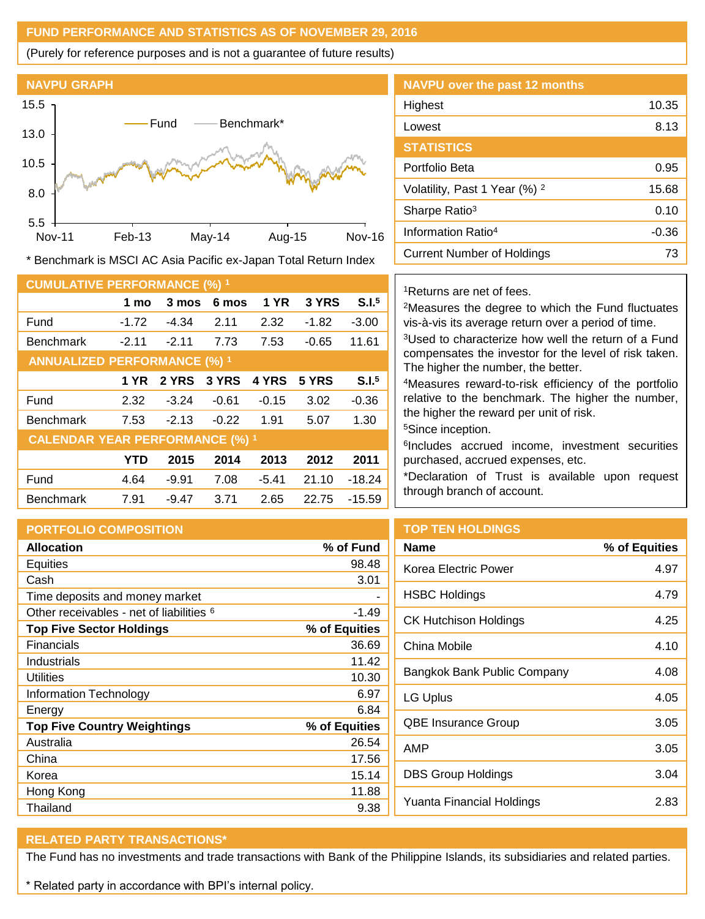## FUND PERFORMANCE AND STATISTICS AS OF NOVEMBER 29, 2016

(Purely for reference purposes and is not a guarantee of future results)

### NAVPU GRAPH

* Benchmark is MSCI AC Asia Pacific ex-Japan Total Return Index

### NAVPU over the past 12 months

| | |
|---|---|
| Highest | 10.35 |
| Lowest | 8.13 |

### STATISTICS

| | |
|---|---|
| Portfolio Beta | 0.95 |
| Volatility, Past 1 Year (%) [2] | 15.68 |
| Sharpe Ratio[3] | 0.10 |
| Information Ratio[4] | -0.36 |
| Current Number of Holdings | 73 |

### CUMULATIVE PERFORMANCE (%) [1]

| | 1 mo | 3 mos | 6 mos | 1 YR | 3 YRS | S.I.[5] |
|---|---|---|---|---|---|---|
| Fund | -1.72 | -4.34 | 2.11 | 2.32 | -1.82 | -3.00 |
| Benchmark | -2.11 | -2.11 | 7.73 | 7.53 | -0.65 | 11.61 |

### ANNUALIZED PERFORMANCE (%) [1]

| | 1 YR | 2 YRS | 3 YRS | 4 YRS | 5 YRS | S.I.[5] |
|---|---|---|---|---|---|---|
| Fund | 2.32 | -3.24 | -0.61 | -0.15 | 3.02 | -0.36 |
| Benchmark | 7.53 | -2.13 | -0.22 | 1.91 | 5.07 | 1.30 |

### CALENDAR YEAR PERFORMANCE (%) [1]

| | YTD | 2015 | 2014 | 2013 | 2012 | 2011 |
|---|---|---|---|---|---|---|
| Fund | 4.64 | -9.91 | 7.08 | -5.41 | 21.10 | -18.24 |
| Benchmark | 7.91 | -9.47 | 3.71 | 2.65 | 22.75 | -15.59 |

[1]Returns are net of fees.
[2]Measures the degree to which the Fund fluctuates vis-à-vis its average return over a period of time.
[3]Used to characterize how well the return of a Fund compensates the investor for the level of risk taken. The higher the number, the better.
[4]Measures reward-to-risk efficiency of the portfolio relative to the benchmark. The higher the number, the higher the reward per unit of risk.
[5]Since inception.
[6]Includes accrued income, investment securities purchased, accrued expenses, etc.
*Declaration of Trust is available upon request through branch of account.

### PORTFOLIO COMPOSITION

| **Allocation** | **% of Fund** |
|---|---|
| Equities | 98.48 |
| Cash | 3.01 |
| Time deposits and money market | - |
| Other receivables - net of liabilities [6] | -1.49 |
| **Top Five Sector Holdings** | **% of Equities** |
| Financials | 36.69 |
| Industrials | 11.42 |
| Utilities | 10.30 |
| Information Technology | 6.97 |
| Energy | 6.84 |
| **Top Five Country Weightings** | **% of Equities** |
| Australia | 26.54 |
| China | 17.56 |
| Korea | 15.14 |
| Hong Kong | 11.88 |
| Thailand | 9.38 |

### TOP TEN HOLDINGS

| Name | % of Equities |
|---|---|
| Korea Electric Power | 4.97 |
| HSBC Holdings | 4.79 |
| CK Hutchison Holdings | 4.25 |
| China Mobile | 4.10 |
| Bangkok Bank Public Company | 4.08 |
| LG Uplus | 4.05 |
| QBE Insurance Group | 3.05 |
| AMP | 3.05 |
| DBS Group Holdings | 3.04 |
| Yuanta Financial Holdings | 2.83 |

### RELATED PARTY TRANSACTIONS*

The Fund has no investments and trade transactions with Bank of the Philippine Islands, its subsidiaries and related parties.

* Related party in accordance with BPI's internal policy.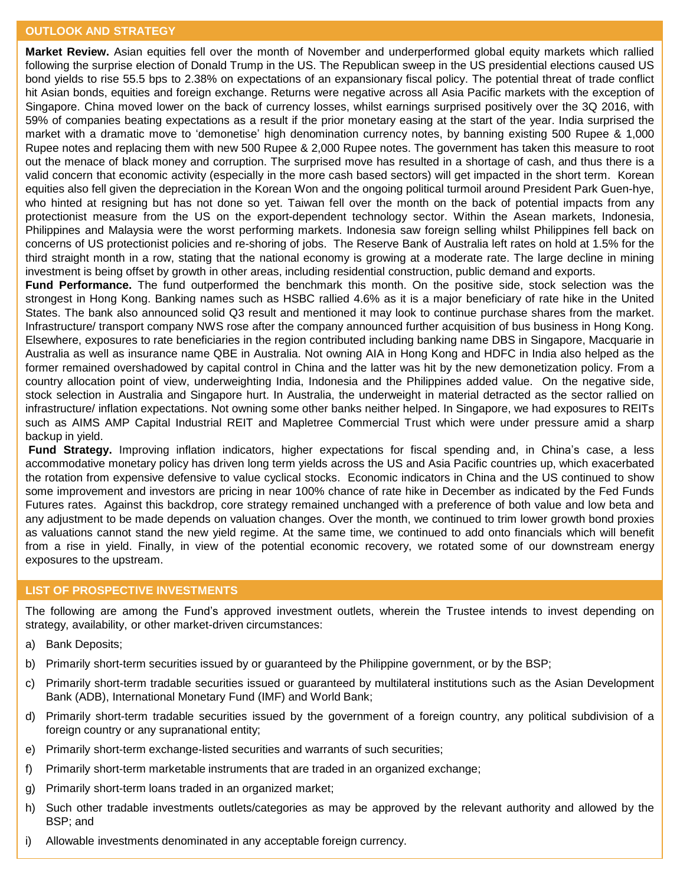## OUTLOOK AND STRATEGY

**Market Review.** Asian equities fell over the month of November and underperformed global equity markets which rallied following the surprise election of Donald Trump in the US. The Republican sweep in the US presidential elections caused US bond yields to rise 55.5 bps to 2.38% on expectations of an expansionary fiscal policy. The potential threat of trade conflict hit Asian bonds, equities and foreign exchange. Returns were negative across all Asia Pacific markets with the exception of Singapore. China moved lower on the back of currency losses, whilst earnings surprised positively over the 3Q 2016, with 59% of companies beating expectations as a result if the prior monetary easing at the start of the year. India surprised the market with a dramatic move to 'demonetise' high denomination currency notes, by banning existing 500 Rupee & 1,000 Rupee notes and replacing them with new 500 Rupee & 2,000 Rupee notes. The government has taken this measure to root out the menace of black money and corruption. The surprised move has resulted in a shortage of cash, and thus there is a valid concern that economic activity (especially in the more cash based sectors) will get impacted in the short term. Korean equities also fell given the depreciation in the Korean Won and the ongoing political turmoil around President Park Guen-hye, who hinted at resigning but has not done so yet. Taiwan fell over the month on the back of potential impacts from any protectionist measure from the US on the export-dependent technology sector. Within the Asean markets, Indonesia, Philippines and Malaysia were the worst performing markets. Indonesia saw foreign selling whilst Philippines fell back on concerns of US protectionist policies and re-shoring of jobs. The Reserve Bank of Australia left rates on hold at 1.5% for the third straight month in a row, stating that the national economy is growing at a moderate rate. The large decline in mining investment is being offset by growth in other areas, including residential construction, public demand and exports.

**Fund Performance.** The fund outperformed the benchmark this month. On the positive side, stock selection was the strongest in Hong Kong. Banking names such as HSBC rallied 4.6% as it is a major beneficiary of rate hike in the United States. The bank also announced solid Q3 result and mentioned it may look to continue purchase shares from the market. Infrastructure/ transport company NWS rose after the company announced further acquisition of bus business in Hong Kong. Elsewhere, exposures to rate beneficiaries in the region contributed including banking name DBS in Singapore, Macquarie in Australia as well as insurance name QBE in Australia. Not owning AIA in Hong Kong and HDFC in India also helped as the former remained overshadowed by capital control in China and the latter was hit by the new demonetization policy. From a country allocation point of view, underweighting India, Indonesia and the Philippines added value. On the negative side, stock selection in Australia and Singapore hurt. In Australia, the underweight in material detracted as the sector rallied on infrastructure/ inflation expectations. Not owning some other banks neither helped. In Singapore, we had exposures to REITs such as AIMS AMP Capital Industrial REIT and Mapletree Commercial Trust which were under pressure amid a sharp backup in yield.

**Fund Strategy.** Improving inflation indicators, higher expectations for fiscal spending and, in China's case, a less accommodative monetary policy has driven long term yields across the US and Asia Pacific countries up, which exacerbated the rotation from expensive defensive to value cyclical stocks. Economic indicators in China and the US continued to show some improvement and investors are pricing in near 100% chance of rate hike in December as indicated by the Fed Funds Futures rates. Against this backdrop, core strategy remained unchanged with a preference of both value and low beta and any adjustment to be made depends on valuation changes. Over the month, we continued to trim lower growth bond proxies as valuations cannot stand the new yield regime. At the same time, we continued to add onto financials which will benefit from a rise in yield. Finally, in view of the potential economic recovery, we rotated some of our downstream energy exposures to the upstream.

## LIST OF PROSPECTIVE INVESTMENTS

The following are among the Fund's approved investment outlets, wherein the Trustee intends to invest depending on strategy, availability, or other market-driven circumstances:

a) Bank Deposits;

b) Primarily short-term securities issued by or guaranteed by the Philippine government, or by the BSP;

c) Primarily short-term tradable securities issued or guaranteed by multilateral institutions such as the Asian Development Bank (ADB), International Monetary Fund (IMF) and World Bank;

d) Primarily short-term tradable securities issued by the government of a foreign country, any political subdivision of a foreign country or any supranational entity;

e) Primarily short-term exchange-listed securities and warrants of such securities;

f) Primarily short-term marketable instruments that are traded in an organized exchange;

g) Primarily short-term loans traded in an organized market;

h) Such other tradable investments outlets/categories as may be approved by the relevant authority and allowed by the BSP; and

i) Allowable investments denominated in any acceptable foreign currency.